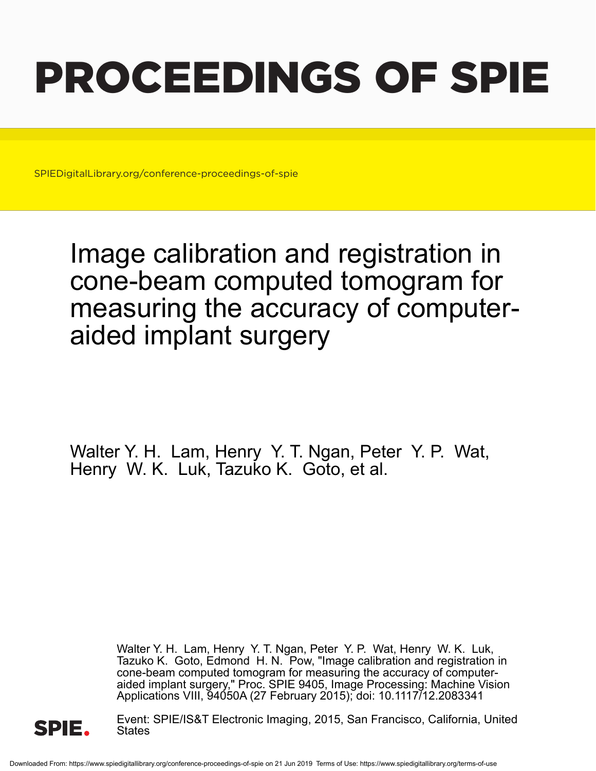# PROCEEDINGS OF SPIE

SPIEDigitalLibrary.org/conference-proceedings-of-spie

## Image calibration and registration in cone-beam computed tomogram for measuring the accuracy of computer-aided implant surgery

Walter Y. H. Lam, Henry Y. T. Ngan, Peter Y. P. Wat, Henry W. K. Luk, Tazuko K. Goto, et al.

Walter Y. H. Lam, Henry Y. T. Ngan, Peter Y. P. Wat, Henry W. K. Luk, Tazuko K. Goto, Edmond H. N. Pow, "Image calibration and registration in cone-beam computed tomogram for measuring the accuracy of computer-aided implant surgery," Proc. SPIE 9405, Image Processing: Machine Vision Applications VIII, 94050A (27 February 2015); doi: 10.1117/12.2083341

Event: SPIE/IS&T Electronic Imaging, 2015, San Francisco, California, United States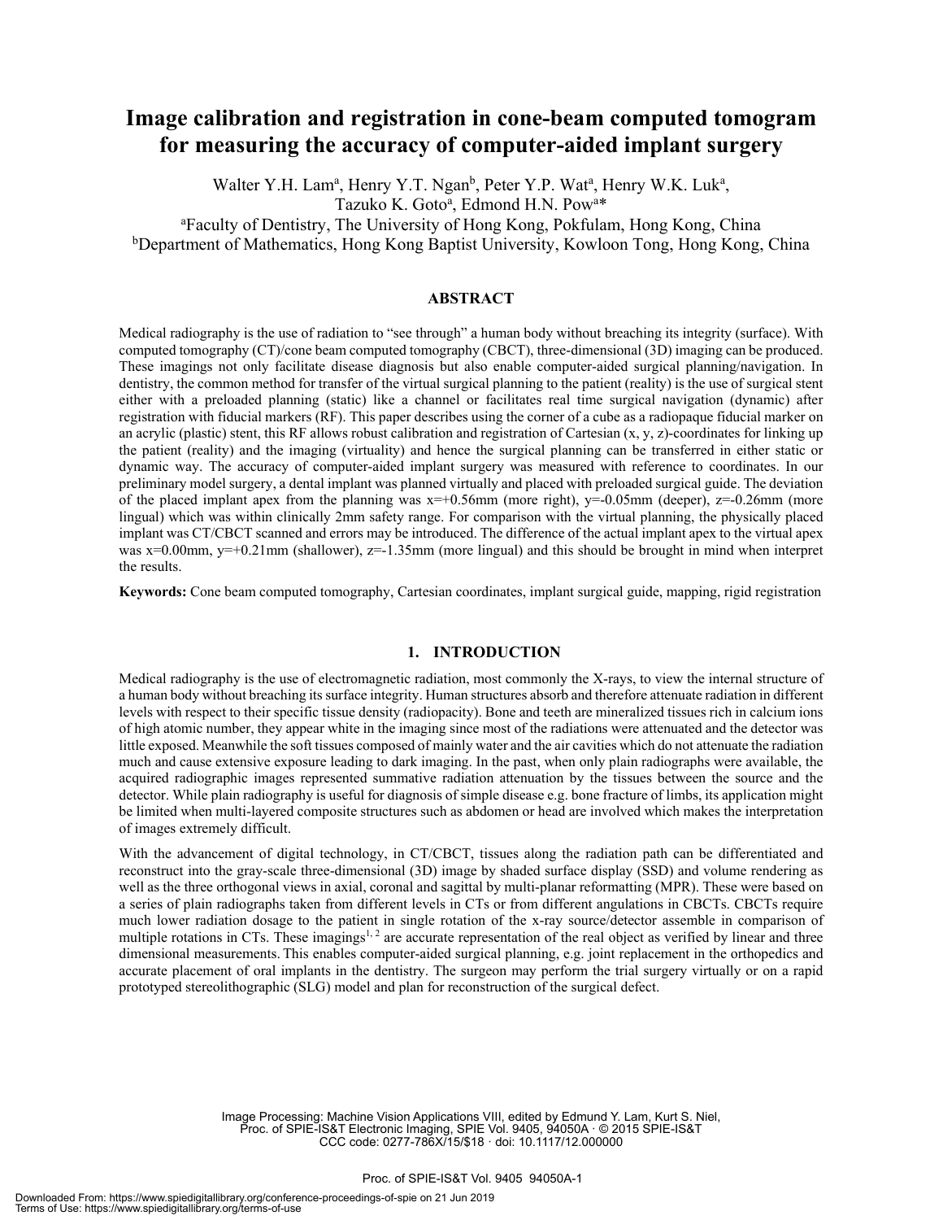# Image calibration and registration in cone-beam computed tomogram for measuring the accuracy of computer-aided implant surgery

Walter Y.H. Lam[a], Henry Y.T. Ngan[b], Peter Y.P. Wat[a], Henry W.K. Luk[a], Tazuko K. Goto[a], Edmond H.N. Pow[a]*

[a]Faculty of Dentistry, The University of Hong Kong, Pokfulam, Hong Kong, China
[b]Department of Mathematics, Hong Kong Baptist University, Kowloon Tong, Hong Kong, China

## ABSTRACT

Medical radiography is the use of radiation to "see through" a human body without breaching its integrity (surface). With computed tomography (CT)/cone beam computed tomography (CBCT), three-dimensional (3D) imaging can be produced. These imagings not only facilitate disease diagnosis but also enable computer-aided surgical planning/navigation. In dentistry, the common method for transfer of the virtual surgical planning to the patient (reality) is the use of surgical stent either with a preloaded planning (static) like a channel or facilitates real time surgical navigation (dynamic) after registration with fiducial markers (RF). This paper describes using the corner of a cube as a radiopaque fiducial marker on an acrylic (plastic) stent, this RF allows robust calibration and registration of Cartesian (x, y, z)-coordinates for linking up the patient (reality) and the imaging (virtuality) and hence the surgical planning can be transferred in either static or dynamic way. The accuracy of computer-aided implant surgery was measured with reference to coordinates. In our preliminary model surgery, a dental implant was planned virtually and placed with preloaded surgical guide. The deviation of the placed implant apex from the planning was x=+0.56mm (more right), y=-0.05mm (deeper), z=-0.26mm (more lingual) which was within clinically 2mm safety range. For comparison with the virtual planning, the physically placed implant was CT/CBCT scanned and errors may be introduced. The difference of the actual implant apex to the virtual apex was x=0.00mm, y=+0.21mm (shallower), z=-1.35mm (more lingual) and this should be brought in mind when interpret the results.

**Keywords:** Cone beam computed tomography, Cartesian coordinates, implant surgical guide, mapping, rigid registration

## 1. INTRODUCTION

Medical radiography is the use of electromagnetic radiation, most commonly the X-rays, to view the internal structure of a human body without breaching its surface integrity. Human structures absorb and therefore attenuate radiation in different levels with respect to their specific tissue density (radiopacity). Bone and teeth are mineralized tissues rich in calcium ions of high atomic number, they appear white in the imaging since most of the radiations were attenuated and the detector was little exposed. Meanwhile the soft tissues composed of mainly water and the air cavities which do not attenuate the radiation much and cause extensive exposure leading to dark imaging. In the past, when only plain radiographs were available, the acquired radiographic images represented summative radiation attenuation by the tissues between the source and the detector. While plain radiography is useful for diagnosis of simple disease e.g. bone fracture of limbs, its application might be limited when multi-layered composite structures such as abdomen or head are involved which makes the interpretation of images extremely difficult.

With the advancement of digital technology, in CT/CBCT, tissues along the radiation path can be differentiated and reconstruct into the gray-scale three-dimensional (3D) image by shaded surface display (SSD) and volume rendering as well as the three orthogonal views in axial, coronal and sagittal by multi-planar reformatting (MPR). These were based on a series of plain radiographs taken from different levels in CTs or from different angulations in CBCTs. CBCTs require much lower radiation dosage to the patient in single rotation of the x-ray source/detector assemble in comparison of multiple rotations in CTs. These imagings[1, 2] are accurate representation of the real object as verified by linear and three dimensional measurements. This enables computer-aided surgical planning, e.g. joint replacement in the orthopedics and accurate placement of oral implants in the dentistry. The surgeon may perform the trial surgery virtually or on a rapid prototyped stereolithographic (SLG) model and plan for reconstruction of the surgical defect.

Image Processing: Machine Vision Applications VIII, edited by Edmund Y. Lam, Kurt S. Niel, Proc. of SPIE-IS&T Electronic Imaging, SPIE Vol. 9405, 94050A · © 2015 SPIE-IS&T CCC code: 0277-786X/15/$18 · doi: 10.1117/12.000000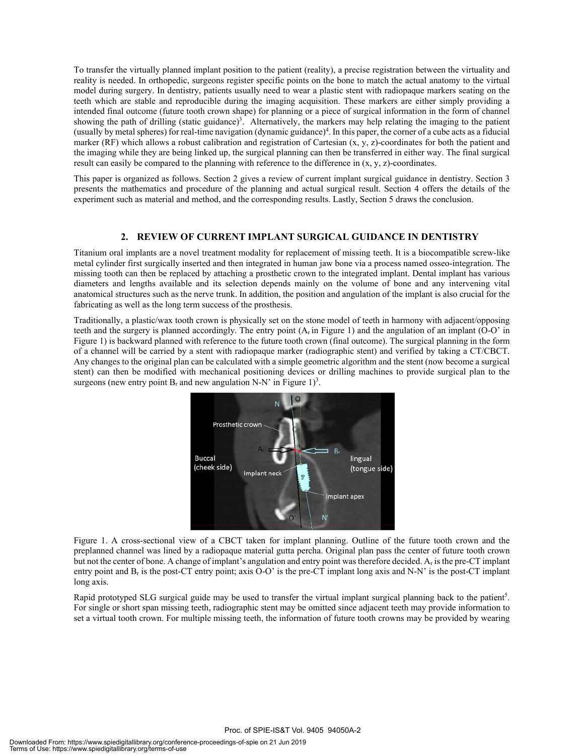To transfer the virtually planned implant position to the patient (reality), a precise registration between the virtuality and reality is needed. In orthopedic, surgeons register specific points on the bone to match the actual anatomy to the virtual model during surgery. In dentistry, patients usually need to wear a plastic stent with radiopaque markers seating on the teeth which are stable and reproducible during the imaging acquisition. These markers are either simply providing a intended final outcome (future tooth crown shape) for planning or a piece of surgical information in the form of channel showing the path of drilling (static guidance)[3]. Alternatively, the markers may help relating the imaging to the patient (usually by metal spheres) for real-time navigation (dynamic guidance)[4]. In this paper, the corner of a cube acts as a fiducial marker (RF) which allows a robust calibration and registration of Cartesian (x, y, z)-coordinates for both the patient and the imaging while they are being linked up, the surgical planning can then be transferred in either way. The final surgical result can easily be compared to the planning with reference to the difference in (x, y, z)-coordinates.

This paper is organized as follows. Section 2 gives a review of current implant surgical guidance in dentistry. Section 3 presents the mathematics and procedure of the planning and actual surgical result. Section 4 offers the details of the experiment such as material and method, and the corresponding results. Lastly, Section 5 draws the conclusion.

## 2. REVIEW OF CURRENT IMPLANT SURGICAL GUIDANCE IN DENTISTRY

Titanium oral implants are a novel treatment modality for replacement of missing teeth. It is a biocompatible screw-like metal cylinder first surgically inserted and then integrated in human jaw bone via a process named osseo-integration. The missing tooth can then be replaced by attaching a prosthetic crown to the integrated implant. Dental implant has various diameters and lengths available and its selection depends mainly on the volume of bone and any intervening vital anatomical structures such as the nerve trunk. In addition, the position and angulation of the implant is also crucial for the fabricating as well as the long term success of the prosthesis.

Traditionally, a plastic/wax tooth crown is physically set on the stone model of teeth in harmony with adjacent/opposing teeth and the surgery is planned accordingly. The entry point ($A_r$ in Figure 1) and the angulation of an implant (O-O' in Figure 1) is backward planned with reference to the future tooth crown (final outcome). The surgical planning in the form of a channel will be carried by a stent with radiopaque marker (radiographic stent) and verified by taking a CT/CBCT. Any changes to the original plan can be calculated with a simple geometric algorithm and the stent (now become a surgical stent) can then be modified with mechanical positioning devices or drilling machines to provide surgical plan to the surgeons (new entry point $B_r$ and new angulation N-N' in Figure 1)[3].

Figure 1. A cross-sectional view of a CBCT taken for implant planning. Outline of the future tooth crown and the preplanned channel was lined by a radiopaque material gutta percha. Original plan pass the center of future tooth crown but not the center of bone. A change of implant's angulation and entry point was therefore decided. $A_r$ is the pre-CT implant entry point and $B_r$ is the post-CT entry point; axis O-O' is the pre-CT implant long axis and N-N' is the post-CT implant long axis.

Rapid prototyped SLG surgical guide may be used to transfer the virtual implant surgical planning back to the patient[5]. For single or short span missing teeth, radiographic stent may be omitted since adjacent teeth may provide information to set a virtual tooth crown. For multiple missing teeth, the information of future tooth crowns may be provided by wearing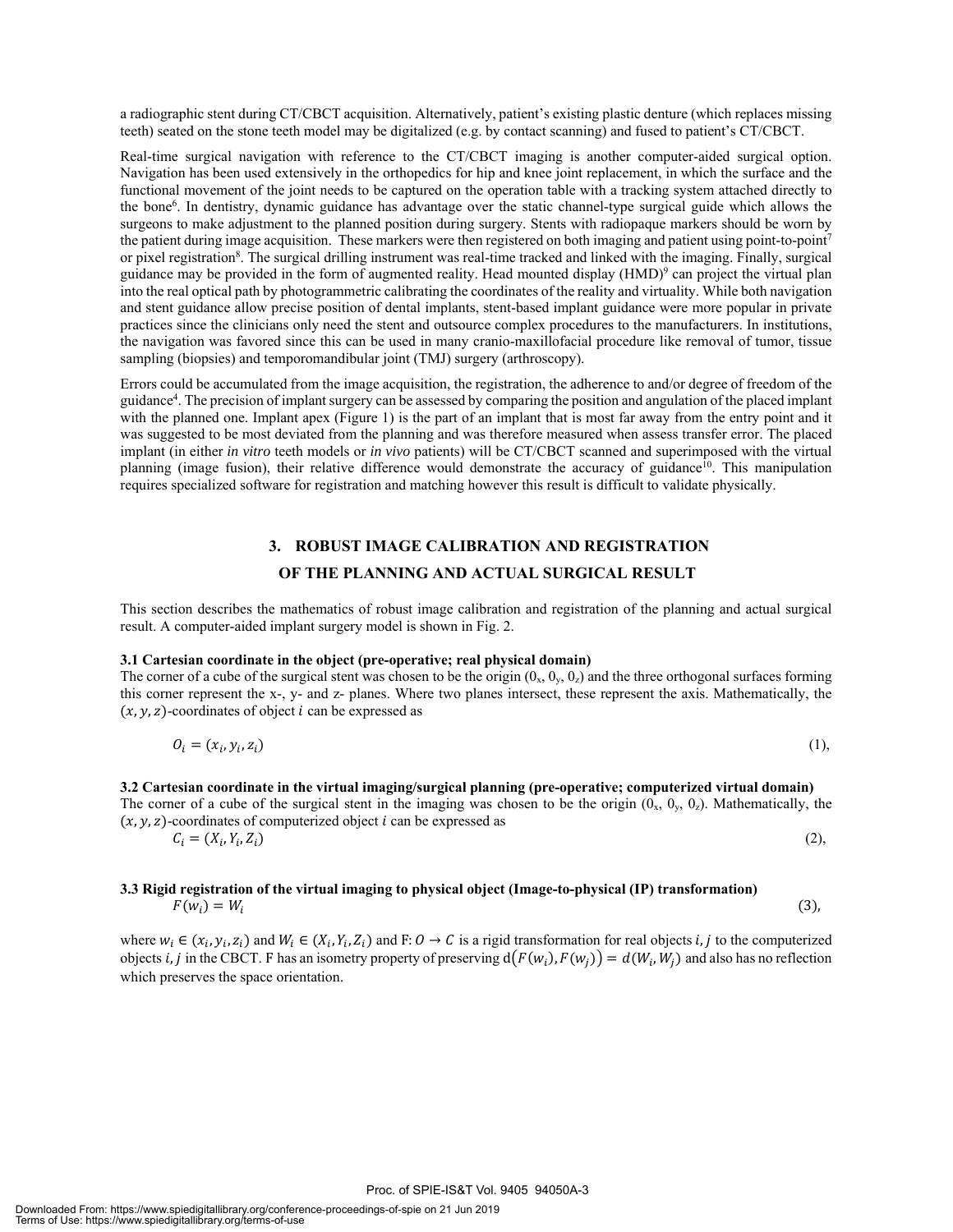a radiographic stent during CT/CBCT acquisition. Alternatively, patient's existing plastic denture (which replaces missing teeth) seated on the stone teeth model may be digitalized (e.g. by contact scanning) and fused to patient's CT/CBCT.

Real-time surgical navigation with reference to the CT/CBCT imaging is another computer-aided surgical option. Navigation has been used extensively in the orthopedics for hip and knee joint replacement, in which the surface and the functional movement of the joint needs to be captured on the operation table with a tracking system attached directly to the bone[6]. In dentistry, dynamic guidance has advantage over the static channel-type surgical guide which allows the surgeons to make adjustment to the planned position during surgery. Stents with radiopaque markers should be worn by the patient during image acquisition. These markers were then registered on both imaging and patient using point-to-point[7] or pixel registration[8]. The surgical drilling instrument was real-time tracked and linked with the imaging. Finally, surgical guidance may be provided in the form of augmented reality. Head mounted display (HMD)[9] can project the virtual plan into the real optical path by photogrammetric calibrating the coordinates of the reality and virtuality. While both navigation and stent guidance allow precise position of dental implants, stent-based implant guidance were more popular in private practices since the clinicians only need the stent and outsource complex procedures to the manufacturers. In institutions, the navigation was favored since this can be used in many cranio-maxillofacial procedure like removal of tumor, tissue sampling (biopsies) and temporomandibular joint (TMJ) surgery (arthroscopy).

Errors could be accumulated from the image acquisition, the registration, the adherence to and/or degree of freedom of the guidance[4]. The precision of implant surgery can be assessed by comparing the position and angulation of the placed implant with the planned one. Implant apex (Figure 1) is the part of an implant that is most far away from the entry point and it was suggested to be most deviated from the planning and was therefore measured when assess transfer error. The placed implant (in either *in vitro* teeth models or *in vivo* patients) will be CT/CBCT scanned and superimposed with the virtual planning (image fusion), their relative difference would demonstrate the accuracy of guidance[10]. This manipulation requires specialized software for registration and matching however this result is difficult to validate physically.

## 3. ROBUST IMAGE CALIBRATION AND REGISTRATION OF THE PLANNING AND ACTUAL SURGICAL RESULT

This section describes the mathematics of robust image calibration and registration of the planning and actual surgical result. A computer-aided implant surgery model is shown in Fig. 2.

### 3.1 Cartesian coordinate in the object (pre-operative; real physical domain)

The corner of a cube of the surgical stent was chosen to be the origin ($0_x$, $0_y$, $0_z$) and the three orthogonal surfaces forming this corner represent the x-, y- and z- planes. Where two planes intersect, these represent the axis. Mathematically, the $(x, y, z)$-coordinates of object $i$ can be expressed as

$$O_i = (x_i, y_i, z_i) \qquad (1),$$

### 3.2 Cartesian coordinate in the virtual imaging/surgical planning (pre-operative; computerized virtual domain)

The corner of a cube of the surgical stent in the imaging was chosen to be the origin ($0_x$, $0_y$, $0_z$). Mathematically, the $(x, y, z)$-coordinates of computerized object $i$ can be expressed as

$$C_i = (X_i, Y_i, Z_i) \qquad (2),$$

### 3.3 Rigid registration of the virtual imaging to physical object (Image-to-physical (IP) transformation)

$$F(w_i) = W_i \qquad (3),$$

where $w_i \in (x_i, y_i, z_i)$ and $W_i \in (X_i, Y_i, Z_i)$ and $F: O \rightarrow C$ is a rigid transformation for real objects $i, j$ to the computerized objects $i, j$ in the CBCT. F has an isometry property of preserving $d\big(F(w_i), F(w_j)\big) = d(W_i, W_j)$ and also has no reflection which preserves the space orientation.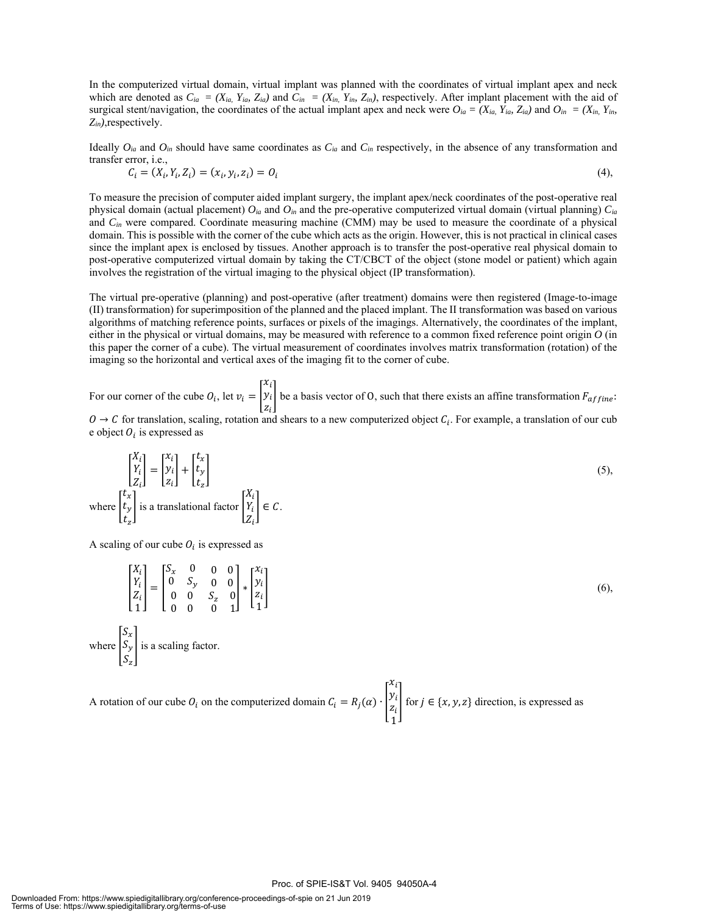In the computerized virtual domain, virtual implant was planned with the coordinates of virtual implant apex and neck which are denoted as $C_{ia} = (X_{ia}, Y_{ia}, Z_{ia})$ and $C_{in} = (X_{in}, Y_{in}, Z_{in})$, respectively. After implant placement with the aid of surgical stent/navigation, the coordinates of the actual implant apex and neck were $O_{ia} = (X_{ia}, Y_{ia}, Z_{ia})$ and $O_{in} = (X_{in}, Y_{in}, Z_{in})$, respectively.

Ideally $O_{ia}$ and $O_{in}$ should have same coordinates as $C_{ia}$ and $C_{in}$ respectively, in the absence of any transformation and transfer error, i.e.,

$$C_i = (X_i, Y_i, Z_i) = (x_i, y_i, z_i) = O_i \tag{4}$$

To measure the precision of computer aided implant surgery, the implant apex/neck coordinates of the post-operative real physical domain (actual placement) $O_{ia}$ and $O_{in}$ and the pre-operative computerized virtual domain (virtual planning) $C_{ia}$ and $C_{in}$ were compared. Coordinate measuring machine (CMM) may be used to measure the coordinate of a physical domain. This is possible with the corner of the cube which acts as the origin. However, this is not practical in clinical cases since the implant apex is enclosed by tissues. Another approach is to transfer the post-operative real physical domain to post-operative computerized virtual domain by taking the CT/CBCT of the object (stone model or patient) which again involves the registration of the virtual imaging to the physical object (IP transformation).

The virtual pre-operative (planning) and post-operative (after treatment) domains were then registered (Image-to-image (II) transformation) for superimposition of the planned and the placed implant. The II transformation was based on various algorithms of matching reference points, surfaces or pixels of the imagings. Alternatively, the coordinates of the implant, either in the physical or virtual domains, may be measured with reference to a common fixed reference point origin $O$ (in this paper the corner of a cube). The virtual measurement of coordinates involves matrix transformation (rotation) of the imaging so the horizontal and vertical axes of the imaging fit to the corner of cube.

For our corner of the cube $O_i$, let $v_i = \begin{bmatrix} x_i \\ y_i \\ z_i \end{bmatrix}$ be a basis vector of O, such that there exists an affine transformation $F_{affine}$: $O \to C$ for translation, scaling, rotation and shears to a new computerized object $C_i$. For example, a translation of our cub e object $O_i$ is expressed as

$$\begin{bmatrix} X_i \\ Y_i \\ Z_i \end{bmatrix} = \begin{bmatrix} x_i \\ y_i \\ z_i \end{bmatrix} + \begin{bmatrix} t_x \\ t_y \\ t_z \end{bmatrix} \tag{5}$$

where $\begin{bmatrix} t_x \\ t_y \\ t_z \end{bmatrix}$ is a translational factor $\begin{bmatrix} X_i \\ Y_i \\ Z_i \end{bmatrix} \in C$.

A scaling of our cube $O_i$ is expressed as

$$\begin{bmatrix} X_i \\ Y_i \\ Z_i \\ 1 \end{bmatrix} = \begin{bmatrix} S_x & 0 & 0 & 0 \\ 0 & S_y & 0 & 0 \\ 0 & 0 & S_z & 0 \\ 0 & 0 & 0 & 1 \end{bmatrix} * \begin{bmatrix} x_i \\ y_i \\ z_i \\ 1 \end{bmatrix} \tag{6}$$

where $\begin{bmatrix} S_x \\ S_y \\ S_z \end{bmatrix}$ is a scaling factor.

A rotation of our cube $O_i$ on the computerized domain $C_i = R_j(\alpha) \cdot \begin{bmatrix} x_i \\ y_i \\ z_i \\ 1 \end{bmatrix}$ for $j \in \{x, y, z\}$ direction, is expressed as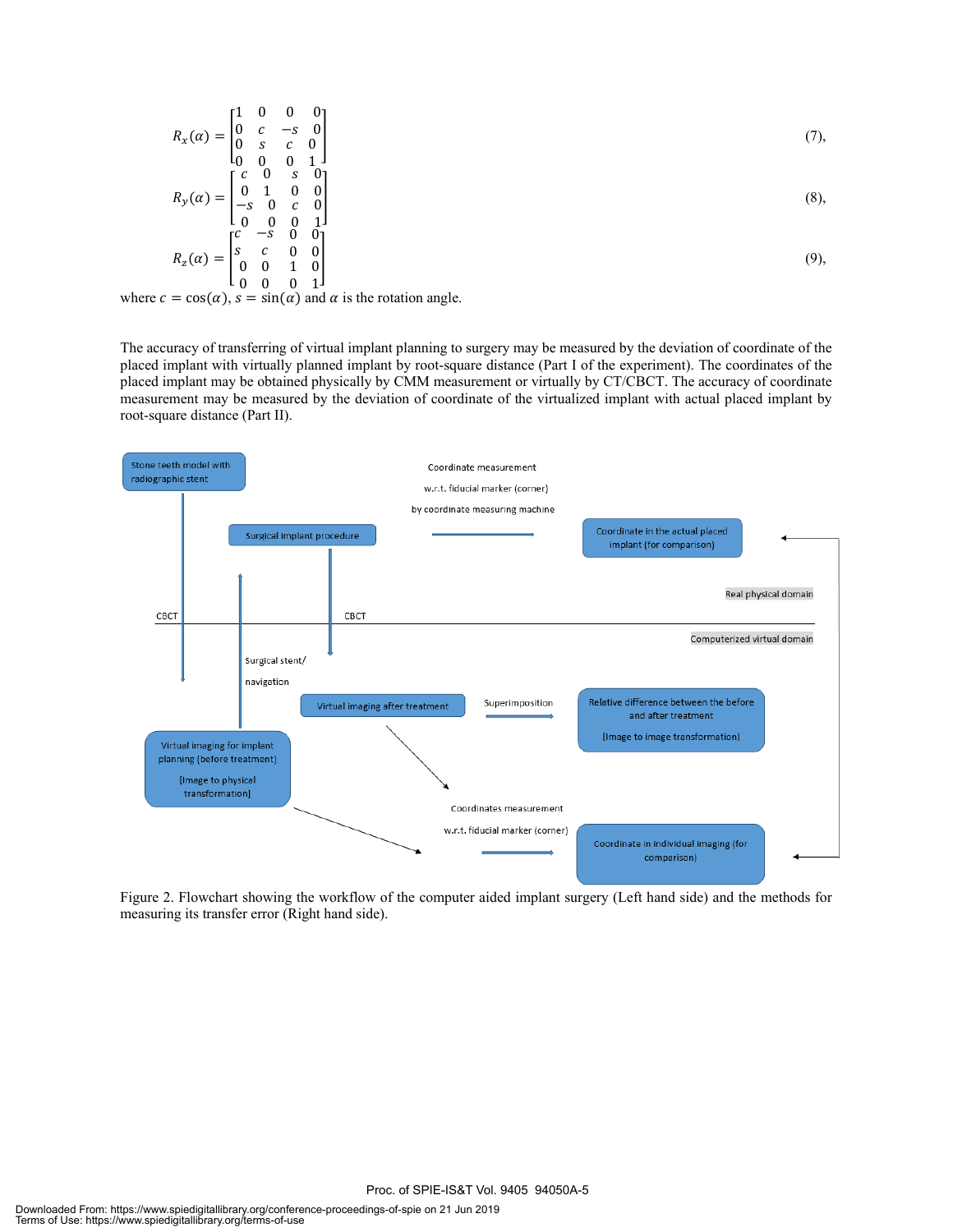$$R_x(\alpha) = \begin{bmatrix} 1 & 0 & 0 & 0 \\ 0 & c & -s & 0 \\ 0 & s & c & 0 \\ 0 & 0 & 0 & 1 \end{bmatrix} \quad (7),$$

$$R_y(\alpha) = \begin{bmatrix} c & 0 & s & 0 \\ 0 & 1 & 0 & 0 \\ -s & 0 & c & 0 \\ 0 & 0 & 0 & 1 \end{bmatrix} \quad (8),$$

$$R_z(\alpha) = \begin{bmatrix} c & -s & 0 & 0 \\ s & c & 0 & 0 \\ 0 & 0 & 1 & 0 \\ 0 & 0 & 0 & 1 \end{bmatrix} \quad (9),$$

where $c = \cos(\alpha)$, $s = \sin(\alpha)$ and $\alpha$ is the rotation angle.

The accuracy of transferring of virtual implant planning to surgery may be measured by the deviation of coordinate of the placed implant with virtually planned implant by root-square distance (Part I of the experiment). The coordinates of the placed implant may be obtained physically by CMM measurement or virtually by CT/CBCT. The accuracy of coordinate measurement may be measured by the deviation of coordinate of the virtualized implant with actual placed implant by root-square distance (Part II).

Stone teeth model with radiographic stent

Surgical implant procedure

Coordinate measurement w.r.t. fiducial marker (corner) by coordinate measuring machine

Coordinate in the actual placed implant (for comparison)

Real physical domain

CBCT

CBCT

Computerized virtual domain

Surgical stent/ navigation

Virtual imaging after treatment

Superimposition

Relative difference between the before and after treatment [Image to image transformation]

Virtual imaging for implant planning (before treatment) [Image to physical transformation]

Coordinates measurement w.r.t. fiducial marker (corner)

Coordinate in individual imaging (for comparison)

Figure 2. Flowchart showing the workflow of the computer aided implant surgery (Left hand side) and the methods for measuring its transfer error (Right hand side).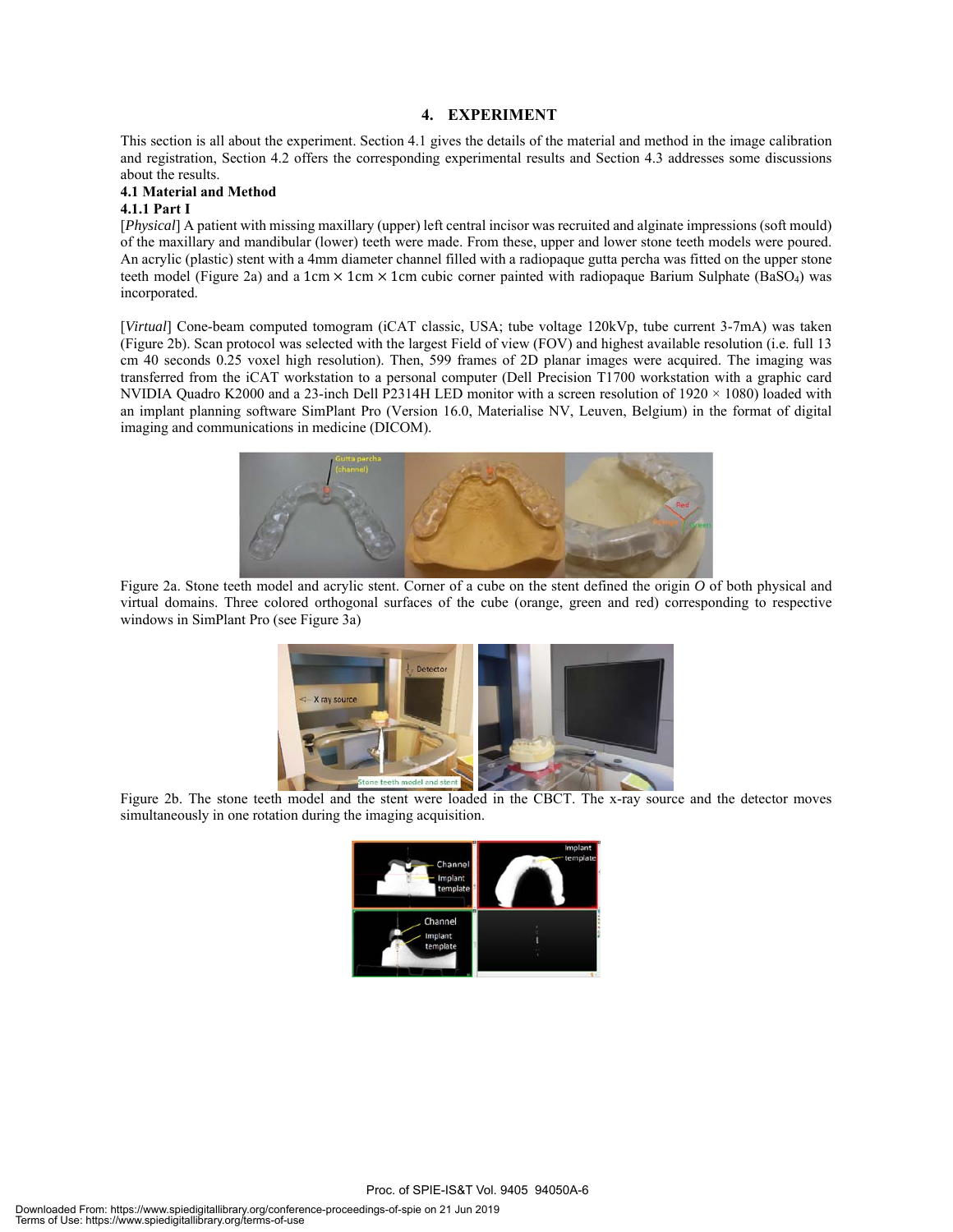## 4. EXPERIMENT

This section is all about the experiment. Section 4.1 gives the details of the material and method in the image calibration and registration, Section 4.2 offers the corresponding experimental results and Section 4.3 addresses some discussions about the results.

### 4.1 Material and Method

#### 4.1.1 Part I

[*Physical*] A patient with missing maxillary (upper) left central incisor was recruited and alginate impressions (soft mould) of the maxillary and mandibular (lower) teeth were made. From these, upper and lower stone teeth models were poured. An acrylic (plastic) stent with a 4mm diameter channel filled with a radiopaque gutta percha was fitted on the upper stone teeth model (Figure 2a) and a 1cm × 1cm × 1cm cubic corner painted with radiopaque Barium Sulphate ($BaSO_4$) was incorporated.

[*Virtual*] Cone-beam computed tomogram (iCAT classic, USA; tube voltage 120kVp, tube current 3-7mA) was taken (Figure 2b). Scan protocol was selected with the largest Field of view (FOV) and highest available resolution (i.e. full 13 cm 40 seconds 0.25 voxel high resolution). Then, 599 frames of 2D planar images were acquired. The imaging was transferred from the iCAT workstation to a personal computer (Dell Precision T1700 workstation with a graphic card NVIDIA Quadro K2000 and a 23-inch Dell P2314H LED monitor with a screen resolution of 1920 × 1080) loaded with an implant planning software SimPlant Pro (Version 16.0, Materialise NV, Leuven, Belgium) in the format of digital imaging and communications in medicine (DICOM).

Figure 2a. Stone teeth model and acrylic stent. Corner of a cube on the stent defined the origin *O* of both physical and virtual domains. Three colored orthogonal surfaces of the cube (orange, green and red) corresponding to respective windows in SimPlant Pro (see Figure 3a)

Figure 2b. The stone teeth model and the stent were loaded in the CBCT. The x-ray source and the detector moves simultaneously in one rotation during the imaging acquisition.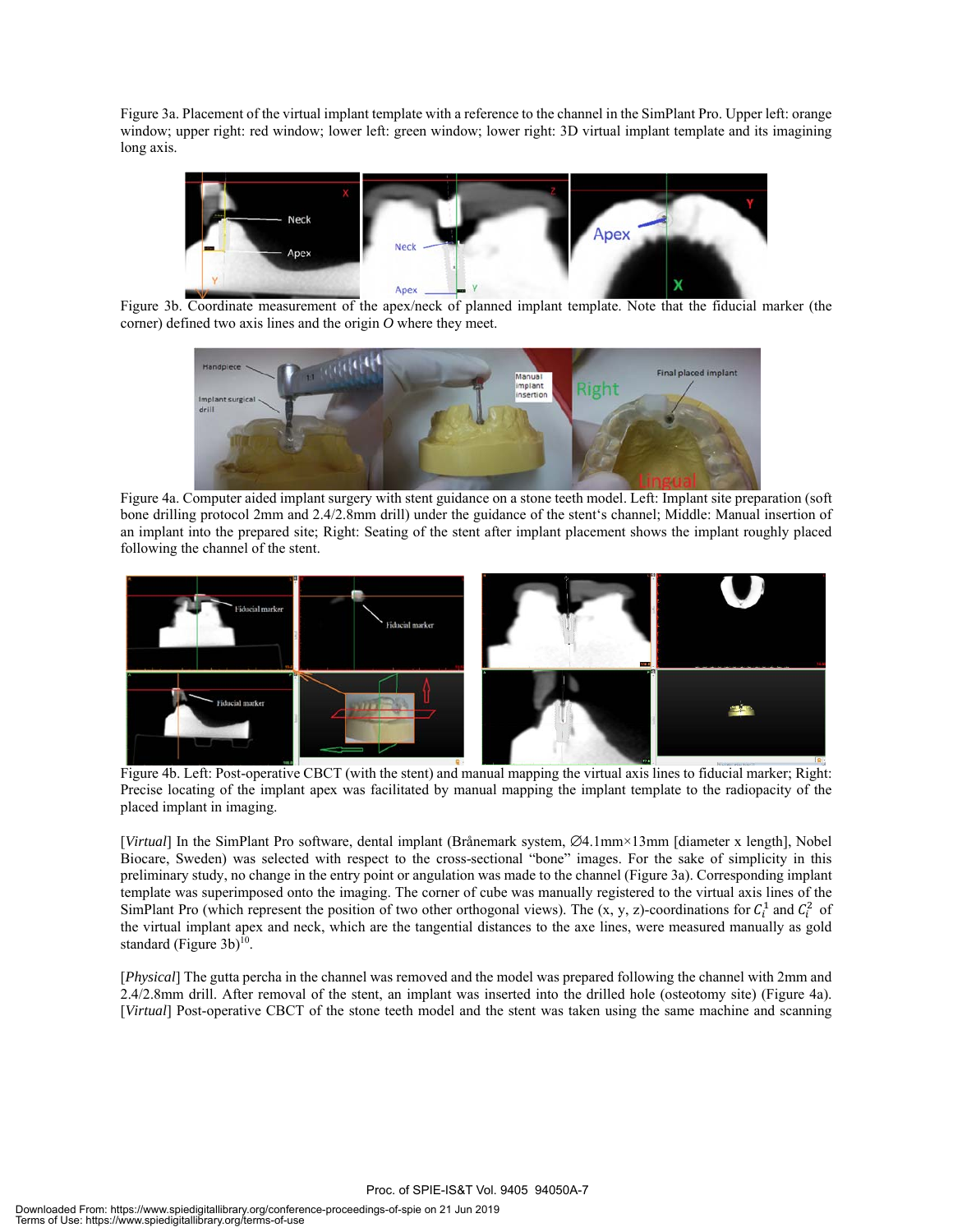Figure 3a. Placement of the virtual implant template with a reference to the channel in the SimPlant Pro. Upper left: orange window; upper right: red window; lower left: green window; lower right: 3D virtual implant template and its imagining long axis.

Figure 3b. Coordinate measurement of the apex/neck of planned implant template. Note that the fiducial marker (the corner) defined two axis lines and the origin *O* where they meet.

Figure 4a. Computer aided implant surgery with stent guidance on a stone teeth model. Left: Implant site preparation (soft bone drilling protocol 2mm and 2.4/2.8mm drill) under the guidance of the stent's channel; Middle: Manual insertion of an implant into the prepared site; Right: Seating of the stent after implant placement shows the implant roughly placed following the channel of the stent.

Figure 4b. Left: Post-operative CBCT (with the stent) and manual mapping the virtual axis lines to fiducial marker; Right: Precise locating of the implant apex was facilitated by manual mapping the implant template to the radiopacity of the placed implant in imaging.

[*Virtual*] In the SimPlant Pro software, dental implant (Brånemark system, ∅4.1mm×13mm [diameter x length], Nobel Biocare, Sweden) was selected with respect to the cross-sectional "bone" images. For the sake of simplicity in this preliminary study, no change in the entry point or angulation was made to the channel (Figure 3a). Corresponding implant template was superimposed onto the imaging. The corner of cube was manually registered to the virtual axis lines of the SimPlant Pro (which represent the position of two other orthogonal views). The (x, y, z)-coordinations for $C_i^1$ and $C_i^2$ of the virtual implant apex and neck, which are the tangential distances to the axe lines, were measured manually as gold standard (Figure 3b)[10].

[*Physical*] The gutta percha in the channel was removed and the model was prepared following the channel with 2mm and 2.4/2.8mm drill. After removal of the stent, an implant was inserted into the drilled hole (osteotomy site) (Figure 4a). [*Virtual*] Post-operative CBCT of the stone teeth model and the stent was taken using the same machine and scanning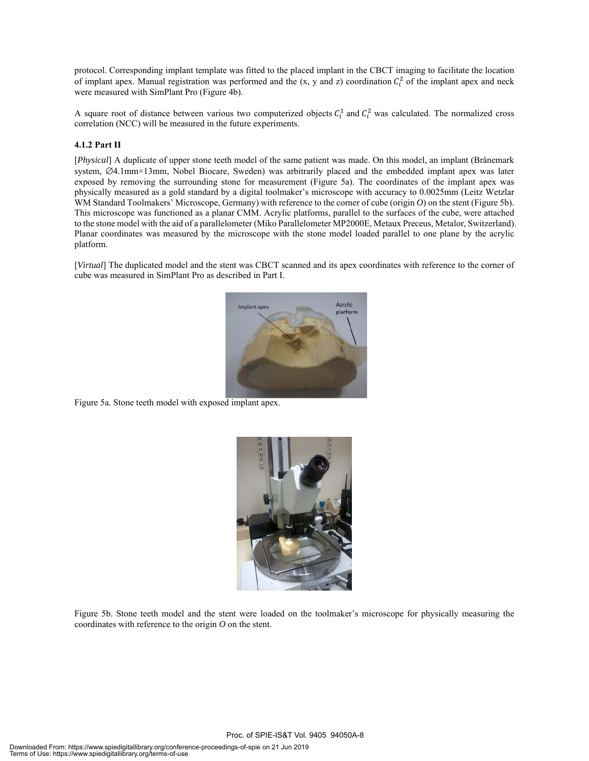protocol. Corresponding implant template was fitted to the placed implant in the CBCT imaging to facilitate the location of implant apex. Manual registration was performed and the (x, y and z) coordination $C_i^2$ of the implant apex and neck were measured with SimPlant Pro (Figure 4b).

A square root of distance between various two computerized objects $C_i^1$ and $C_i^2$ was calculated. The normalized cross correlation (NCC) will be measured in the future experiments.

#### 4.1.2 Part II

[*Physical*] A duplicate of upper stone teeth model of the same patient was made. On this model, an implant (Brånemark system, ∅4.1mm×13mm, Nobel Biocare, Sweden) was arbitrarily placed and the embedded implant apex was later exposed by removing the surrounding stone for measurement (Figure 5a). The coordinates of the implant apex was physically measured as a gold standard by a digital toolmaker's microscope with accuracy to 0.0025mm (Leitz Wetzlar WM Standard Toolmakers' Microscope, Germany) with reference to the corner of cube (origin *O*) on the stent (Figure 5b). This microscope was functioned as a planar CMM. Acrylic platforms, parallel to the surfaces of the cube, were attached to the stone model with the aid of a parallelometer (Miko Parallelometer MP2000E, Metaux Preceus, Metalor, Switzerland). Planar coordinates was measured by the microscope with the stone model loaded parallel to one plane by the acrylic platform.

[*Virtual*] The duplicated model and the stent was CBCT scanned and its apex coordinates with reference to the corner of cube was measured in SimPlant Pro as described in Part I.

Figure 5a. Stone teeth model with exposed implant apex.

Figure 5b. Stone teeth model and the stent were loaded on the toolmaker's microscope for physically measuring the coordinates with reference to the origin *O* on the stent.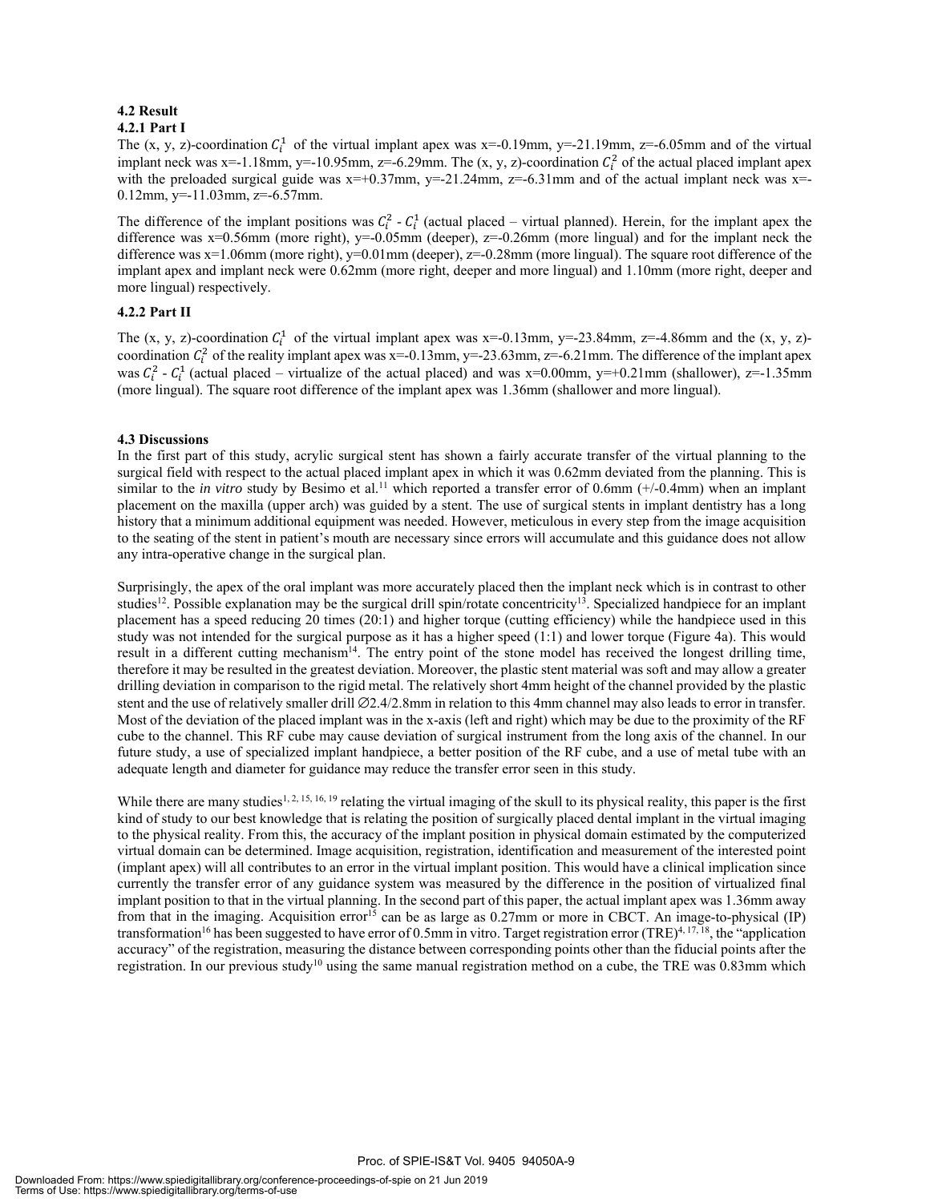### 4.2 Result

#### 4.2.1 Part I

The (x, y, z)-coordination $C_i^1$ of the virtual implant apex was x=-0.19mm, y=-21.19mm, z=-6.05mm and of the virtual implant neck was x=-1.18mm, y=-10.95mm, z=-6.29mm. The (x, y, z)-coordination $C_i^2$ of the actual placed implant apex with the preloaded surgical guide was x=+0.37mm, y=-21.24mm, z=-6.31mm and of the actual implant neck was x=-0.12mm, y=-11.03mm, z=-6.57mm.

The difference of the implant positions was $C_i^2$ - $C_i^1$ (actual placed – virtual planned). Herein, for the implant apex the difference was x=0.56mm (more right), y=-0.05mm (deeper), z=-0.26mm (more lingual) and for the implant neck the difference was x=1.06mm (more right), y=0.01mm (deeper), z=-0.28mm (more lingual). The square root difference of the implant apex and implant neck were 0.62mm (more right, deeper and more lingual) and 1.10mm (more right, deeper and more lingual) respectively.

#### 4.2.2 Part II

The (x, y, z)-coordination $C_i^1$ of the virtual implant apex was x=-0.13mm, y=-23.84mm, z=-4.86mm and the (x, y, z)-coordination $C_i^2$ of the reality implant apex was x=-0.13mm, y=-23.63mm, z=-6.21mm. The difference of the implant apex was $C_i^2$ - $C_i^1$ (actual placed – virtualize of the actual placed) and was x=0.00mm, y=+0.21mm (shallower), z=-1.35mm (more lingual). The square root difference of the implant apex was 1.36mm (shallower and more lingual).

### 4.3 Discussions

In the first part of this study, acrylic surgical stent has shown a fairly accurate transfer of the virtual planning to the surgical field with respect to the actual placed implant apex in which it was 0.62mm deviated from the planning. This is similar to the *in vitro* study by Besimo et al.[11] which reported a transfer error of 0.6mm (+/-0.4mm) when an implant placement on the maxilla (upper arch) was guided by a stent. The use of surgical stents in implant dentistry has a long history that a minimum additional equipment was needed. However, meticulous in every step from the image acquisition to the seating of the stent in patient's mouth are necessary since errors will accumulate and this guidance does not allow any intra-operative change in the surgical plan.

Surprisingly, the apex of the oral implant was more accurately placed then the implant neck which is in contrast to other studies[12]. Possible explanation may be the surgical drill spin/rotate concentricity[13]. Specialized handpiece for an implant placement has a speed reducing 20 times (20:1) and higher torque (cutting efficiency) while the handpiece used in this study was not intended for the surgical purpose as it has a higher speed (1:1) and lower torque (Figure 4a). This would result in a different cutting mechanism[14]. The entry point of the stone model has received the longest drilling time, therefore it may be resulted in the greatest deviation. Moreover, the plastic stent material was soft and may allow a greater drilling deviation in comparison to the rigid metal. The relatively short 4mm height of the channel provided by the plastic stent and the use of relatively smaller drill ∅2.4/2.8mm in relation to this 4mm channel may also leads to error in transfer. Most of the deviation of the placed implant was in the x-axis (left and right) which may be due to the proximity of the RF cube to the channel. This RF cube may cause deviation of surgical instrument from the long axis of the channel. In our future study, a use of specialized implant handpiece, a better position of the RF cube, and a use of metal tube with an adequate length and diameter for guidance may reduce the transfer error seen in this study.

While there are many studies[1, 2, 15, 16, 19] relating the virtual imaging of the skull to its physical reality, this paper is the first kind of study to our best knowledge that is relating the position of surgically placed dental implant in the virtual imaging to the physical reality. From this, the accuracy of the implant position in physical domain estimated by the computerized virtual domain can be determined. Image acquisition, registration, identification and measurement of the interested point (implant apex) will all contributes to an error in the virtual implant position. This would have a clinical implication since currently the transfer error of any guidance system was measured by the difference in the position of virtualized final implant position to that in the virtual planning. In the second part of this paper, the actual implant apex was 1.36mm away from that in the imaging. Acquisition error[15] can be as large as 0.27mm or more in CBCT. An image-to-physical (IP) transformation[16] has been suggested to have error of 0.5mm in vitro. Target registration error (TRE)[4, 17, 18], the "application accuracy" of the registration, measuring the distance between corresponding points other than the fiducial points after the registration. In our previous study[10] using the same manual registration method on a cube, the TRE was 0.83mm which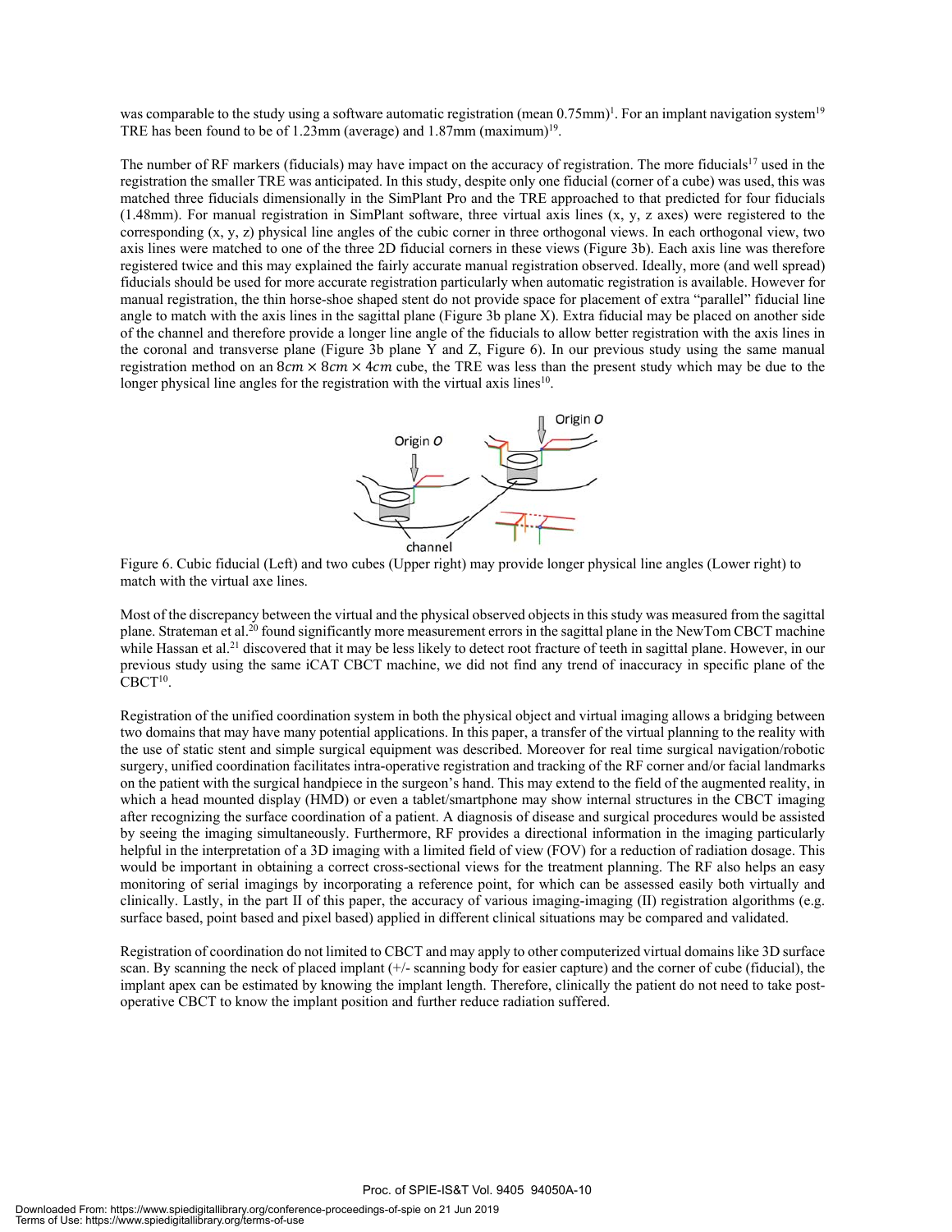was comparable to the study using a software automatic registration (mean 0.75mm)[1]. For an implant navigation system[19] TRE has been found to be of 1.23mm (average) and 1.87mm (maximum)[19].

The number of RF markers (fiducials) may have impact on the accuracy of registration. The more fiducials[17] used in the registration the smaller TRE was anticipated. In this study, despite only one fiducial (corner of a cube) was used, this was matched three fiducials dimensionally in the SimPlant Pro and the TRE approached to that predicted for four fiducials (1.48mm). For manual registration in SimPlant software, three virtual axis lines (x, y, z axes) were registered to the corresponding (x, y, z) physical line angles of the cubic corner in three orthogonal views. In each orthogonal view, two axis lines were matched to one of the three 2D fiducial corners in these views (Figure 3b). Each axis line was therefore registered twice and this may explained the fairly accurate manual registration observed. Ideally, more (and well spread) fiducials should be used for more accurate registration particularly when automatic registration is available. However for manual registration, the thin horse-shoe shaped stent do not provide space for placement of extra "parallel" fiducial line angle to match with the axis lines in the sagittal plane (Figure 3b plane X). Extra fiducial may be placed on another side of the channel and therefore provide a longer line angle of the fiducials to allow better registration with the axis lines in the coronal and transverse plane (Figure 3b plane Y and Z, Figure 6). In our previous study using the same manual registration method on an $8cm \times 8cm \times 4cm$ cube, the TRE was less than the present study which may be due to the longer physical line angles for the registration with the virtual axis lines[10].

Origin $O$

Origin $O$

channel

Figure 6. Cubic fiducial (Left) and two cubes (Upper right) may provide longer physical line angles (Lower right) to match with the virtual axe lines.

Most of the discrepancy between the virtual and the physical observed objects in this study was measured from the sagittal plane. Strateman et al.[20] found significantly more measurement errors in the sagittal plane in the NewTom CBCT machine while Hassan et al.[21] discovered that it may be less likely to detect root fracture of teeth in sagittal plane. However, in our previous study using the same iCAT CBCT machine, we did not find any trend of inaccuracy in specific plane of the CBCT[10].

Registration of the unified coordination system in both the physical object and virtual imaging allows a bridging between two domains that may have many potential applications. In this paper, a transfer of the virtual planning to the reality with the use of static stent and simple surgical equipment was described. Moreover for real time surgical navigation/robotic surgery, unified coordination facilitates intra-operative registration and tracking of the RF corner and/or facial landmarks on the patient with the surgical handpiece in the surgeon's hand. This may extend to the field of the augmented reality, in which a head mounted display (HMD) or even a tablet/smartphone may show internal structures in the CBCT imaging after recognizing the surface coordination of a patient. A diagnosis of disease and surgical procedures would be assisted by seeing the imaging simultaneously. Furthermore, RF provides a directional information in the imaging particularly helpful in the interpretation of a 3D imaging with a limited field of view (FOV) for a reduction of radiation dosage. This would be important in obtaining a correct cross-sectional views for the treatment planning. The RF also helps an easy monitoring of serial imagings by incorporating a reference point, for which can be assessed easily both virtually and clinically. Lastly, in the part II of this paper, the accuracy of various imaging-imaging (II) registration algorithms (e.g. surface based, point based and pixel based) applied in different clinical situations may be compared and validated.

Registration of coordination do not limited to CBCT and may apply to other computerized virtual domains like 3D surface scan. By scanning the neck of placed implant (+/- scanning body for easier capture) and the corner of cube (fiducial), the implant apex can be estimated by knowing the implant length. Therefore, clinically the patient do not need to take post-operative CBCT to know the implant position and further reduce radiation suffered.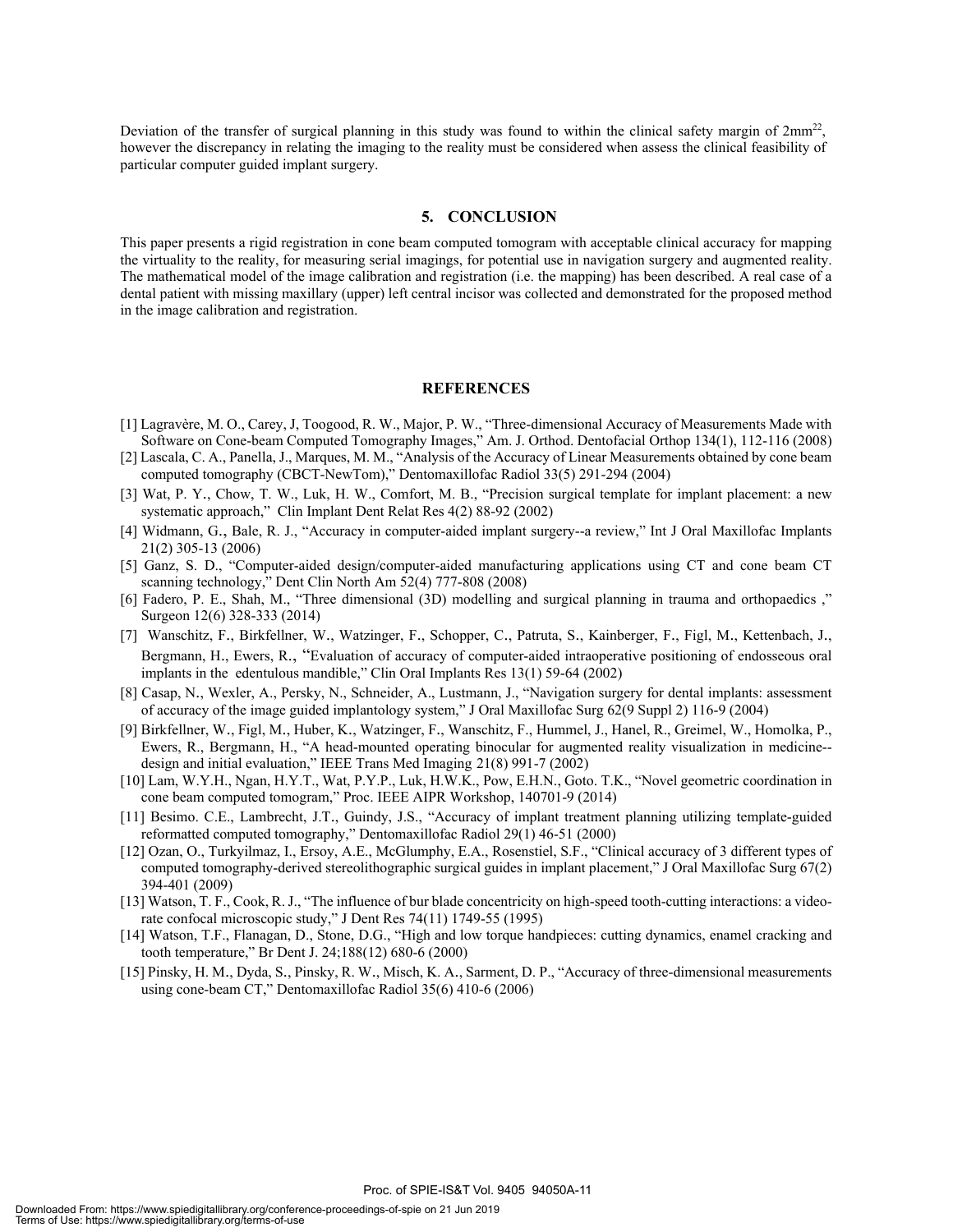Deviation of the transfer of surgical planning in this study was found to within the clinical safety margin of $2mm^{22}$, however the discrepancy in relating the imaging to the reality must be considered when assess the clinical feasibility of particular computer guided implant surgery.

## 5. CONCLUSION

This paper presents a rigid registration in cone beam computed tomogram with acceptable clinical accuracy for mapping the virtuality to the reality, for measuring serial imagings, for potential use in navigation surgery and augmented reality. The mathematical model of the image calibration and registration (i.e. the mapping) has been described. A real case of a dental patient with missing maxillary (upper) left central incisor was collected and demonstrated for the proposed method in the image calibration and registration.

## REFERENCES

[1] Lagravère, M. O., Carey, J, Toogood, R. W., Major, P. W., "Three-dimensional Accuracy of Measurements Made with Software on Cone-beam Computed Tomography Images," Am. J. Orthod. Dentofacial Orthop 134(1), 112-116 (2008)

[2] Lascala, C. A., Panella, J., Marques, M. M., "Analysis of the Accuracy of Linear Measurements obtained by cone beam computed tomography (CBCT-NewTom)," Dentomaxillofac Radiol 33(5) 291-294 (2004)

[3] Wat, P. Y., Chow, T. W., Luk, H. W., Comfort, M. B., "Precision surgical template for implant placement: a new systematic approach," Clin Implant Dent Relat Res 4(2) 88-92 (2002)

[4] Widmann, G., Bale, R. J., "Accuracy in computer-aided implant surgery--a review," Int J Oral Maxillofac Implants 21(2) 305-13 (2006)

[5] Ganz, S. D., "Computer-aided design/computer-aided manufacturing applications using CT and cone beam CT scanning technology," Dent Clin North Am 52(4) 777-808 (2008)

[6] Fadero, P. E., Shah, M., "Three dimensional (3D) modelling and surgical planning in trauma and orthopaedics ," Surgeon 12(6) 328-333 (2014)

[7] Wanschitz, F., Birkfellner, W., Watzinger, F., Schopper, C., Patruta, S., Kainberger, F., Figl, M., Kettenbach, J., Bergmann, H., Ewers, R., "Evaluation of accuracy of computer-aided intraoperative positioning of endosseous oral implants in the edentulous mandible," Clin Oral Implants Res 13(1) 59-64 (2002)

[8] Casap, N., Wexler, A., Persky, N., Schneider, A., Lustmann, J., "Navigation surgery for dental implants: assessment of accuracy of the image guided implantology system," J Oral Maxillofac Surg 62(9 Suppl 2) 116-9 (2004)

[9] Birkfellner, W., Figl, M., Huber, K., Watzinger, F., Wanschitz, F., Hummel, J., Hanel, R., Greimel, W., Homolka, P., Ewers, R., Bergmann, H., "A head-mounted operating binocular for augmented reality visualization in medicine--design and initial evaluation," IEEE Trans Med Imaging 21(8) 991-7 (2002)

[10] Lam, W.Y.H., Ngan, H.Y.T., Wat, P.Y.P., Luk, H.W.K., Pow, E.H.N., Goto. T.K., "Novel geometric coordination in cone beam computed tomogram," Proc. IEEE AIPR Workshop, 140701-9 (2014)

[11] Besimo. C.E., Lambrecht, J.T., Guindy, J.S., "Accuracy of implant treatment planning utilizing template-guided reformatted computed tomography," Dentomaxillofac Radiol 29(1) 46-51 (2000)

[12] Ozan, O., Turkyilmaz, I., Ersoy, A.E., McGlumphy, E.A., Rosenstiel, S.F., "Clinical accuracy of 3 different types of computed tomography-derived stereolithographic surgical guides in implant placement," J Oral Maxillofac Surg 67(2) 394-401 (2009)

[13] Watson, T. F., Cook, R. J., "The influence of bur blade concentricity on high-speed tooth-cutting interactions: a video-rate confocal microscopic study," J Dent Res 74(11) 1749-55 (1995)

[14] Watson, T.F., Flanagan, D., Stone, D.G., "High and low torque handpieces: cutting dynamics, enamel cracking and tooth temperature," Br Dent J. 24;188(12) 680-6 (2000)

[15] Pinsky, H. M., Dyda, S., Pinsky, R. W., Misch, K. A., Sarment, D. P., "Accuracy of three-dimensional measurements using cone-beam CT," Dentomaxillofac Radiol 35(6) 410-6 (2006)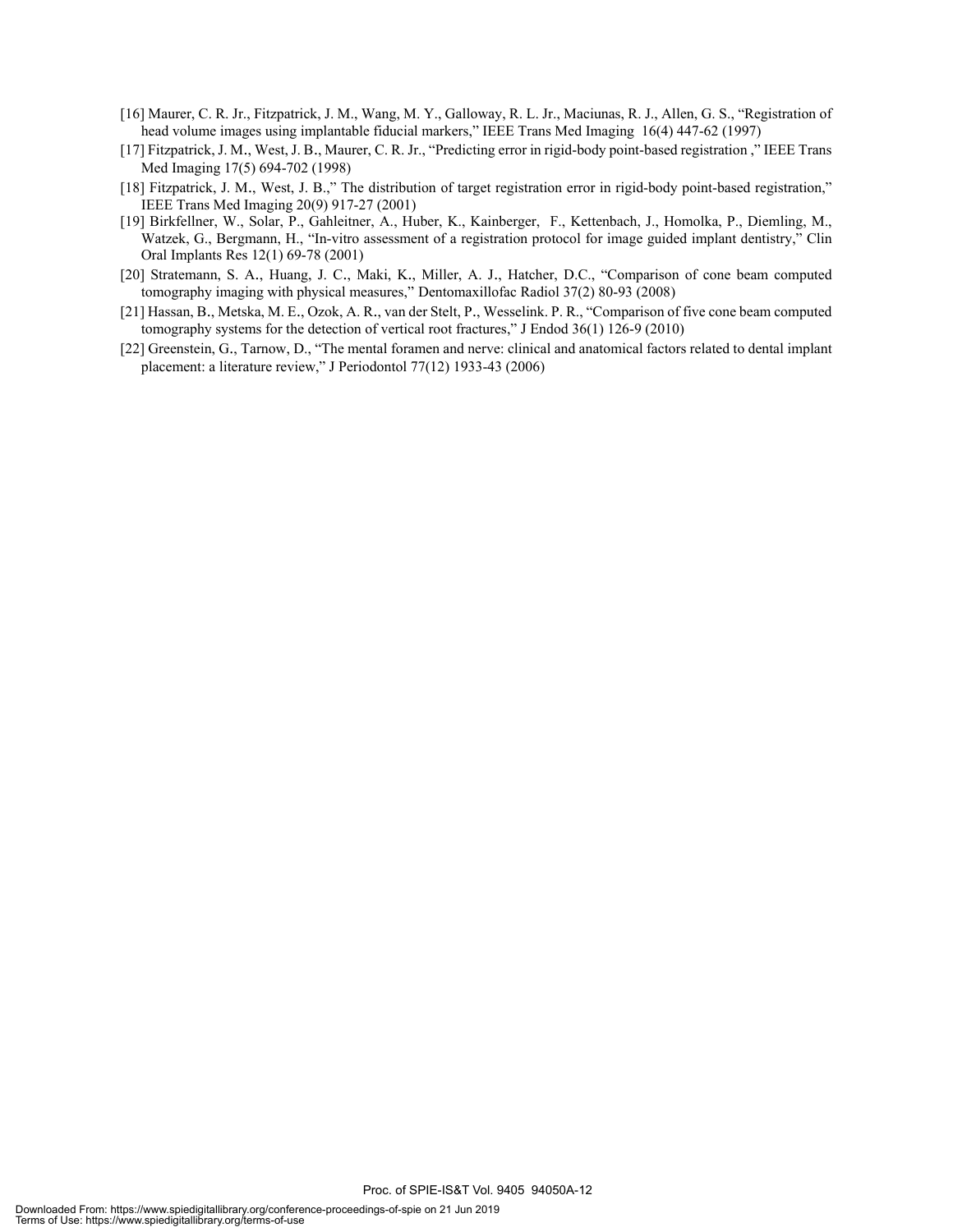[16] Maurer, C. R. Jr., Fitzpatrick, J. M., Wang, M. Y., Galloway, R. L. Jr., Maciunas, R. J., Allen, G. S., "Registration of head volume images using implantable fiducial markers," IEEE Trans Med Imaging 16(4) 447-62 (1997)

[17] Fitzpatrick, J. M., West, J. B., Maurer, C. R. Jr., "Predicting error in rigid-body point-based registration ," IEEE Trans Med Imaging 17(5) 694-702 (1998)

[18] Fitzpatrick, J. M., West, J. B.," The distribution of target registration error in rigid-body point-based registration," IEEE Trans Med Imaging 20(9) 917-27 (2001)

[19] Birkfellner, W., Solar, P., Gahleitner, A., Huber, K., Kainberger, F., Kettenbach, J., Homolka, P., Diemling, M., Watzek, G., Bergmann, H., "In-vitro assessment of a registration protocol for image guided implant dentistry," Clin Oral Implants Res 12(1) 69-78 (2001)

[20] Stratemann, S. A., Huang, J. C., Maki, K., Miller, A. J., Hatcher, D.C., "Comparison of cone beam computed tomography imaging with physical measures," Dentomaxillofac Radiol 37(2) 80-93 (2008)

[21] Hassan, B., Metska, M. E., Ozok, A. R., van der Stelt, P., Wesselink. P. R., "Comparison of five cone beam computed tomography systems for the detection of vertical root fractures," J Endod 36(1) 126-9 (2010)

[22] Greenstein, G., Tarnow, D., "The mental foramen and nerve: clinical and anatomical factors related to dental implant placement: a literature review," J Periodontol 77(12) 1933-43 (2006)